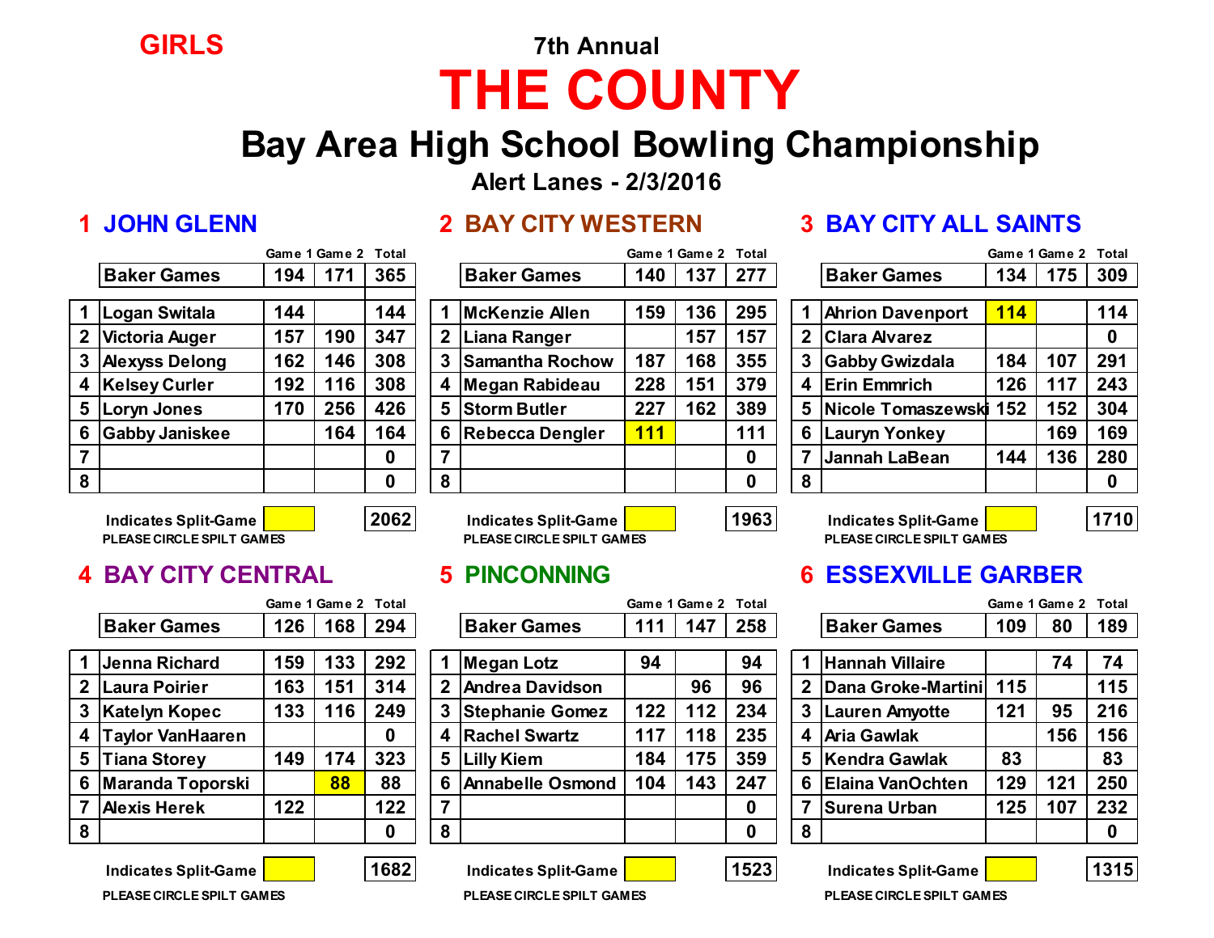GIRLS

7th Annual

# THE COUNTY

## Bay Area High School Bowling Championship

### Alert Lanes - 2/3/2016

### 1 JOHN GLENN

| | | Game 1 | Game 2 | Total |
|---|---|---|---|---|
| | Baker Games | 194 | 171 | 365 |
| 1 | Logan Switala | 144 | | 144 |
| 2 | Victoria Auger | 157 | 190 | 347 |
| 3 | Alexyss Delong | 162 | 146 | 308 |
| 4 | Kelsey Curler | 192 | 116 | 308 |
| 5 | Loryn Jones | 170 | 256 | 426 |
| 6 | Gabby Janiskee | | 164 | 164 |
| 7 | | | | 0 |
| 8 | | | | 0 |
| | Indicates Split-Game | | | 2062 |

PLEASE CIRCLE SPILT GAMES

### 2 BAY CITY WESTERN

| | | Game 1 | Game 2 | Total |
|---|---|---|---|---|
| | Baker Games | 140 | 137 | 277 |
| 1 | McKenzie Allen | 159 | 136 | 295 |
| 2 | Liana Ranger | | 157 | 157 |
| 3 | Samantha Rochow | 187 | 168 | 355 |
| 4 | Megan Rabideau | 228 | 151 | 379 |
| 5 | Storm Butler | 227 | 162 | 389 |
| 6 | Rebecca Dengler | 111 | | 111 |
| 7 | | | | 0 |
| 8 | | | | 0 |
| | Indicates Split-Game | | | 1963 |

PLEASE CIRCLE SPILT GAMES

### 3 BAY CITY ALL SAINTS

| | | Game 1 | Game 2 | Total |
|---|---|---|---|---|
| | Baker Games | 134 | 175 | 309 |
| 1 | Ahrion Davenport | 114 | | 114 |
| 2 | Clara Alvarez | | | 0 |
| 3 | Gabby Gwizdala | 184 | 107 | 291 |
| 4 | Erin Emmrich | 126 | 117 | 243 |
| 5 | Nicole Tomaszewski | 152 | 152 | 304 |
| 6 | Lauryn Yonkey | | 169 | 169 |
| 7 | Jannah LaBean | 144 | 136 | 280 |
| 8 | | | | 0 |
| | Indicates Split-Game | | | 1710 |

PLEASE CIRCLE SPILT GAMES

### 4 BAY CITY CENTRAL

| | | Game 1 | Game 2 | Total |
|---|---|---|---|---|
| | Baker Games | 126 | 168 | 294 |
| 1 | Jenna Richard | 159 | 133 | 292 |
| 2 | Laura Poirier | 163 | 151 | 314 |
| 3 | Katelyn Kopec | 133 | 116 | 249 |
| 4 | Taylor VanHaaren | | | 0 |
| 5 | Tiana Storey | 149 | 174 | 323 |
| 6 | Maranda Toporski | | 88 | 88 |
| 7 | Alexis Herek | 122 | | 122 |
| 8 | | | | 0 |
| | Indicates Split-Game | | | 1682 |

PLEASE CIRCLE SPILT GAMES

### 5 PINCONNING

| | | Game 1 | Game 2 | Total |
|---|---|---|---|---|
| | Baker Games | 111 | 147 | 258 |
| 1 | Megan Lotz | 94 | | 94 |
| 2 | Andrea Davidson | | 96 | 96 |
| 3 | Stephanie Gomez | 122 | 112 | 234 |
| 4 | Rachel Swartz | 117 | 118 | 235 |
| 5 | Lilly Kiem | 184 | 175 | 359 |
| 6 | Annabelle Osmond | 104 | 143 | 247 |
| 7 | | | | 0 |
| 8 | | | | 0 |
| | Indicates Split-Game | | | 1523 |

PLEASE CIRCLE SPILT GAMES

### 6 ESSEXVILLE GARBER

| | | Game 1 | Game 2 | Total |
|---|---|---|---|---|
| | Baker Games | 109 | 80 | 189 |
| 1 | Hannah Villaire | | 74 | 74 |
| 2 | Dana Groke-Martini | 115 | | 115 |
| 3 | Lauren Amyotte | 121 | 95 | 216 |
| 4 | Aria Gawlak | | 156 | 156 |
| 5 | Kendra Gawlak | 83 | | 83 |
| 6 | Elaina VanOchten | 129 | 121 | 250 |
| 7 | Surena Urban | 125 | 107 | 232 |
| 8 | | | | 0 |
| | Indicates Split-Game | | | 1315 |

PLEASE CIRCLE SPILT GAMES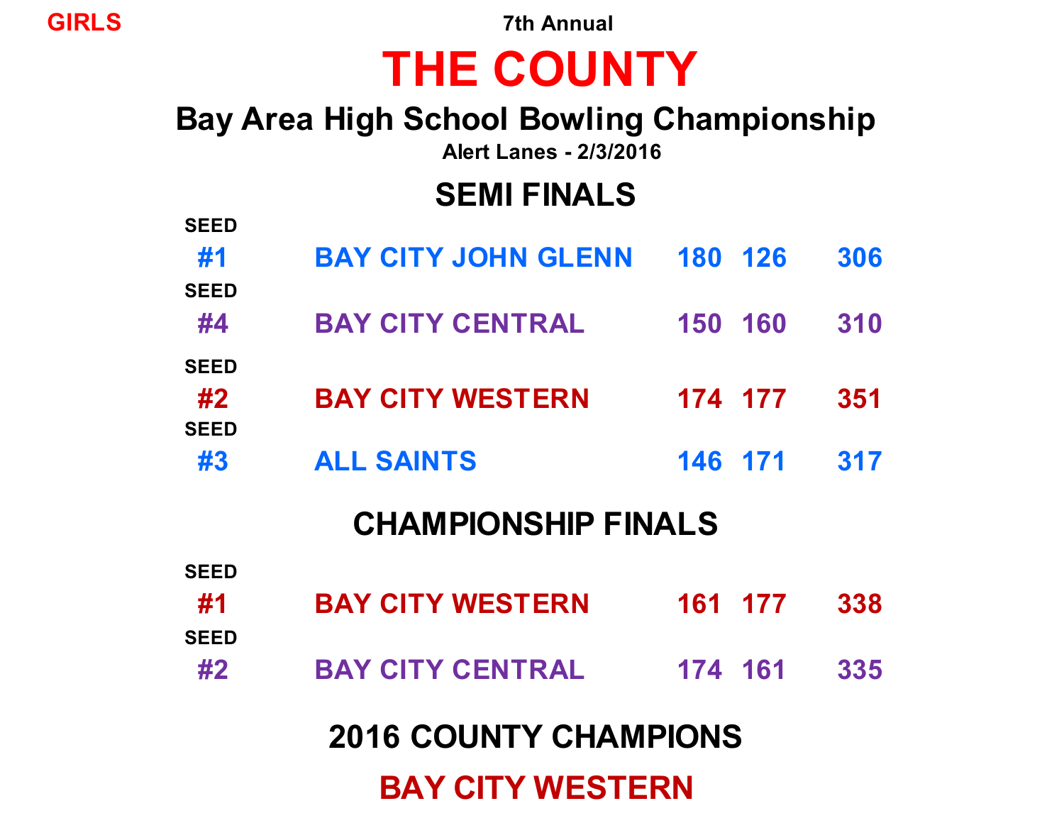GIRLS

7th Annual

# THE COUNTY

## Bay Area High School Bowling Championship

Alert Lanes - 2/3/2016

## SEMI FINALS

| SEED | Team | Game 1 | Game 2 | Total |
|---|---|---|---|---|
| #1 | BAY CITY JOHN GLENN | 180 | 126 | 306 |
| #4 | BAY CITY CENTRAL | 150 | 160 | 310 |
| #2 | BAY CITY WESTERN | 174 | 177 | 351 |
| #3 | ALL SAINTS | 146 | 171 | 317 |

## CHAMPIONSHIP FINALS

| SEED | Team | Game 1 | Game 2 | Total |
|---|---|---|---|---|
| #1 | BAY CITY WESTERN | 161 | 177 | 338 |
| #2 | BAY CITY CENTRAL | 174 | 161 | 335 |

## 2016 COUNTY CHAMPIONS

## BAY CITY WESTERN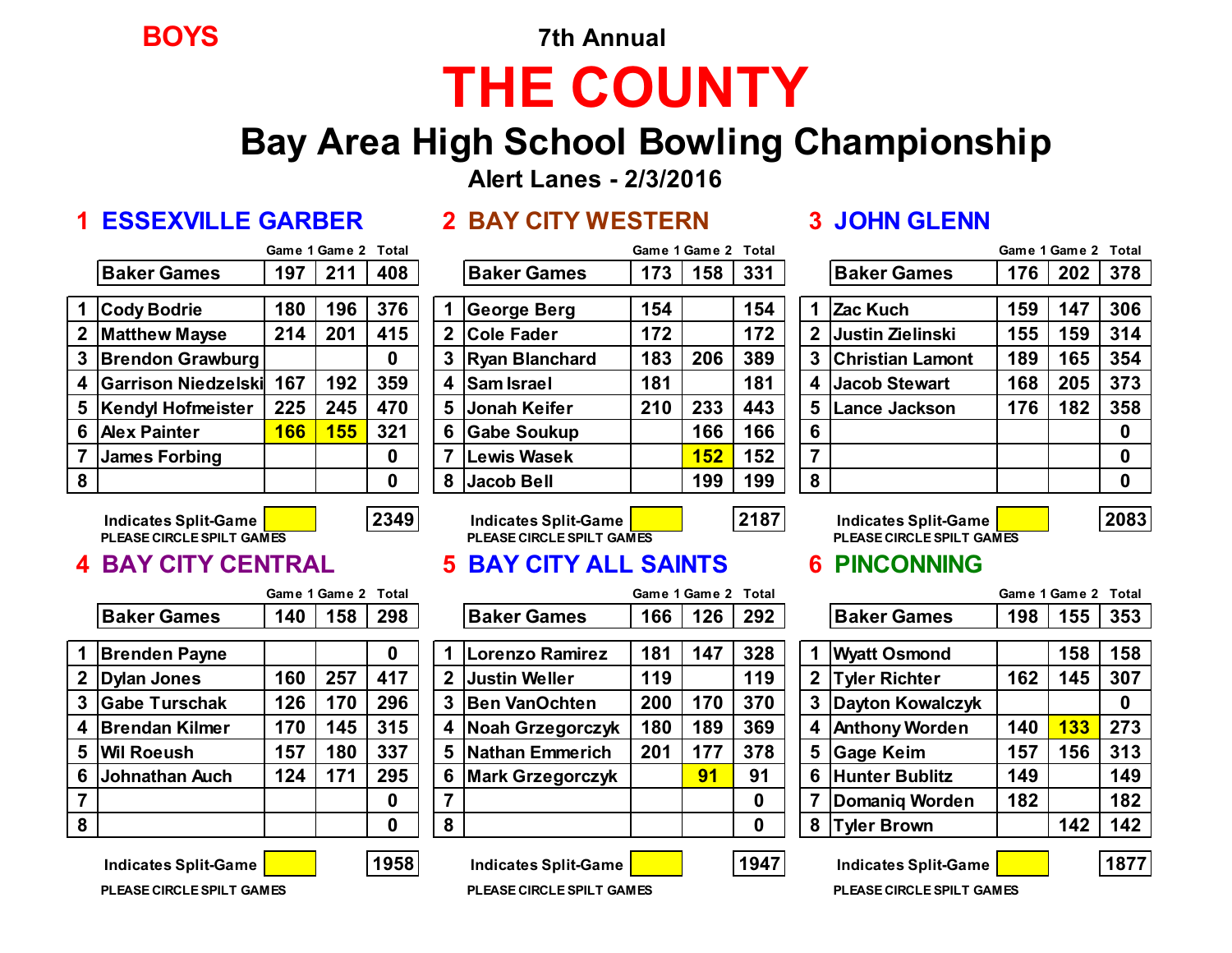**BOYS**

7th Annual

# THE COUNTY

## Bay Area High School Bowling Championship

**Alert Lanes - 2/3/2016**

### 1 ESSEXVILLE GARBER

| | | Game 1 | Game 2 | Total |
|---|---|---|---|---|
| | Baker Games | 197 | 211 | 408 |
| 1 | Cody Bodrie | 180 | 196 | 376 |
| 2 | Matthew Mayse | 214 | 201 | 415 |
| 3 | Brendon Grawburg | | | 0 |
| 4 | Garrison Niedzelski | 167 | 192 | 359 |
| 5 | Kendyl Hofmeister | 225 | 245 | 470 |
| 6 | Alex Painter | 166 | 155 | 321 |
| 7 | James Forbing | | | 0 |
| 8 | | | | 0 |
| | Indicates Split-Game | | | 2349 |

PLEASE CIRCLE SPILT GAMES

### 2 BAY CITY WESTERN

| | | Game 1 | Game 2 | Total |
|---|---|---|---|---|
| | Baker Games | 173 | 158 | 331 |
| 1 | George Berg | 154 | | 154 |
| 2 | Cole Fader | 172 | | 172 |
| 3 | Ryan Blanchard | 183 | 206 | 389 |
| 4 | Sam Israel | 181 | | 181 |
| 5 | Jonah Keifer | 210 | 233 | 443 |
| 6 | Gabe Soukup | | 166 | 166 |
| 7 | Lewis Wasek | | 152 | 152 |
| 8 | Jacob Bell | | 199 | 199 |
| | Indicates Split-Game | | | 2187 |

PLEASE CIRCLE SPILT GAMES

### 3 JOHN GLENN

| | | Game 1 | Game 2 | Total |
|---|---|---|---|---|
| | Baker Games | 176 | 202 | 378 |
| 1 | Zac Kuch | 159 | 147 | 306 |
| 2 | Justin Zielinski | 155 | 159 | 314 |
| 3 | Christian Lamont | 189 | 165 | 354 |
| 4 | Jacob Stewart | 168 | 205 | 373 |
| 5 | Lance Jackson | 176 | 182 | 358 |
| 6 | | | | 0 |
| 7 | | | | 0 |
| 8 | | | | 0 |
| | Indicates Split-Game | | | 2083 |

PLEASE CIRCLE SPILT GAMES

### 4 BAY CITY CENTRAL

| | | Game 1 | Game 2 | Total |
|---|---|---|---|---|
| | Baker Games | 140 | 158 | 298 |
| 1 | Brenden Payne | | | 0 |
| 2 | Dylan Jones | 160 | 257 | 417 |
| 3 | Gabe Turschak | 126 | 170 | 296 |
| 4 | Brendan Kilmer | 170 | 145 | 315 |
| 5 | Wil Roeush | 157 | 180 | 337 |
| 6 | Johnathan Auch | 124 | 171 | 295 |
| 7 | | | | 0 |
| 8 | | | | 0 |
| | Indicates Split-Game | | | 1958 |

PLEASE CIRCLE SPILT GAMES

### 5 BAY CITY ALL SAINTS

| | | Game 1 | Game 2 | Total |
|---|---|---|---|---|
| | Baker Games | 166 | 126 | 292 |
| 1 | Lorenzo Ramirez | 181 | 147 | 328 |
| 2 | Justin Weller | 119 | | 119 |
| 3 | Ben VanOchten | 200 | 170 | 370 |
| 4 | Noah Grzegorczyk | 180 | 189 | 369 |
| 5 | Nathan Emmerich | 201 | 177 | 378 |
| 6 | Mark Grzegorczyk | | 91 | 91 |
| 7 | | | | 0 |
| 8 | | | | 0 |
| | Indicates Split-Game | | | 1947 |

PLEASE CIRCLE SPILT GAMES

### 6 PINCONNING

| | | Game 1 | Game 2 | Total |
|---|---|---|---|---|
| | Baker Games | 198 | 155 | 353 |
| 1 | Wyatt Osmond | | 158 | 158 |
| 2 | Tyler Richter | 162 | 145 | 307 |
| 3 | Dayton Kowalczyk | | | 0 |
| 4 | Anthony Worden | 140 | 133 | 273 |
| 5 | Gage Keim | 157 | 156 | 313 |
| 6 | Hunter Bublitz | 149 | | 149 |
| 7 | Domaniq Worden | 182 | | 182 |
| 8 | Tyler Brown | | 142 | 142 |
| | Indicates Split-Game | | | 1877 |

PLEASE CIRCLE SPILT GAMES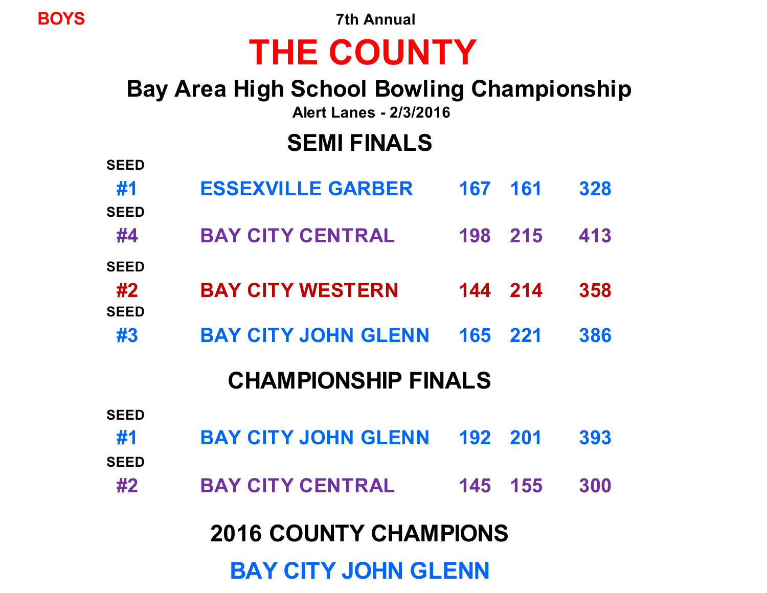BOYS

7th Annual

# THE COUNTY

## Bay Area High School Bowling Championship

**Alert Lanes - 2/3/2016**

### SEMI FINALS

| SEED | Team | Game 1 | Game 2 | Total |
|---|---|---|---|---|
| #1 | ESSEXVILLE GARBER | 167 | 161 | 328 |
| #4 | BAY CITY CENTRAL | 198 | 215 | 413 |
| #2 | BAY CITY WESTERN | 144 | 214 | 358 |
| #3 | BAY CITY JOHN GLENN | 165 | 221 | 386 |

### CHAMPIONSHIP FINALS

| SEED | Team | Game 1 | Game 2 | Total |
|---|---|---|---|---|
| #1 | BAY CITY JOHN GLENN | 192 | 201 | 393 |
| #2 | BAY CITY CENTRAL | 145 | 155 | 300 |

### 2016 COUNTY CHAMPIONS

**BAY CITY JOHN GLENN**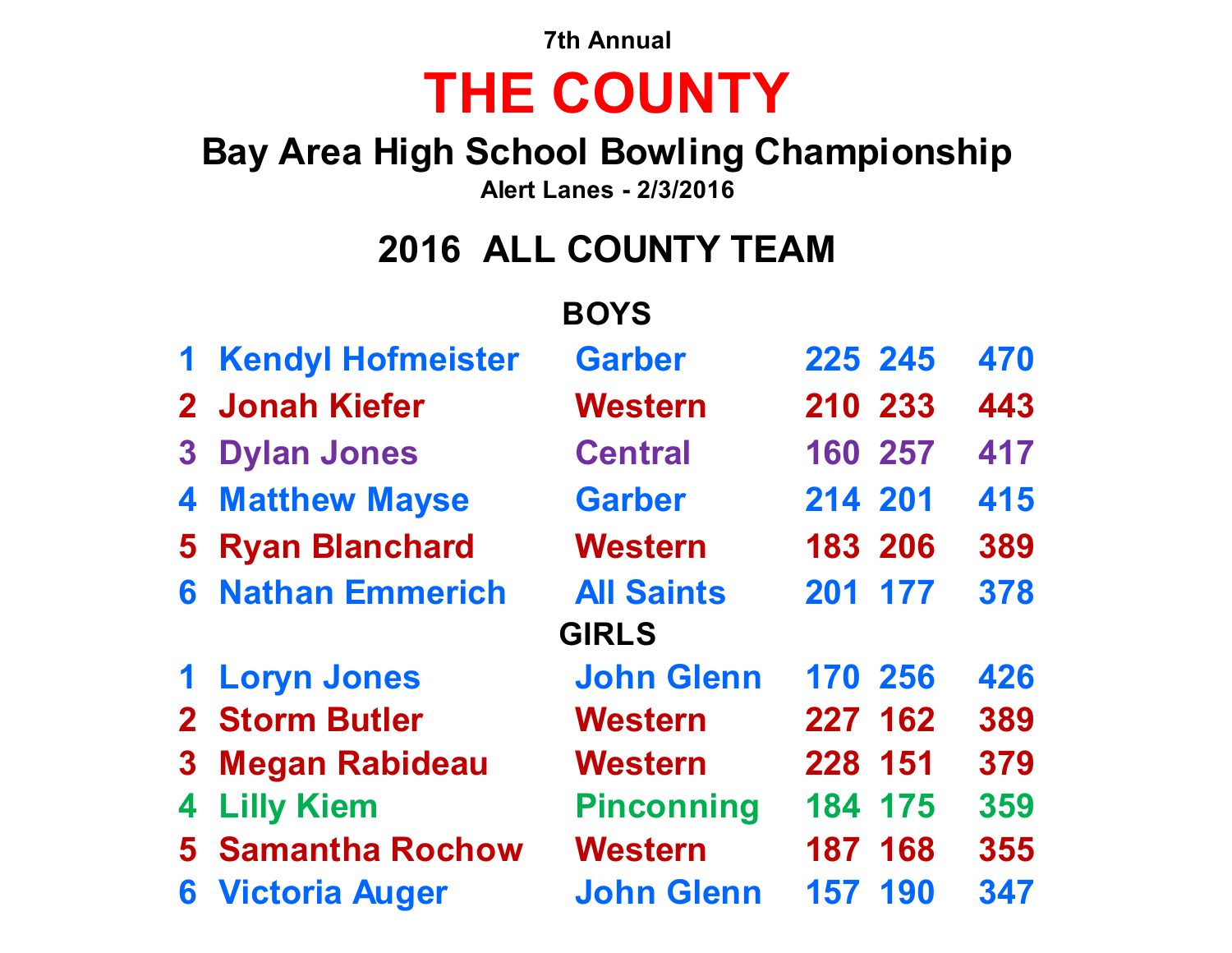7th Annual

# THE COUNTY

## Bay Area High School Bowling Championship

Alert Lanes - 2/3/2016

## 2016 ALL COUNTY TEAM

### BOYS

| | | | | | |
|---|---|---|---|---|---|
| 1 | Kendyl Hofmeister | Garber | 225 | 245 | 470 |
| 2 | Jonah Kiefer | Western | 210 | 233 | 443 |
| 3 | Dylan Jones | Central | 160 | 257 | 417 |
| 4 | Matthew Mayse | Garber | 214 | 201 | 415 |
| 5 | Ryan Blanchard | Western | 183 | 206 | 389 |
| 6 | Nathan Emmerich | All Saints | 201 | 177 | 378 |

### GIRLS

| | | | | | |
|---|---|---|---|---|---|
| 1 | Loryn Jones | John Glenn | 170 | 256 | 426 |
| 2 | Storm Butler | Western | 227 | 162 | 389 |
| 3 | Megan Rabideau | Western | 228 | 151 | 379 |
| 4 | Lilly Kiem | Pinconning | 184 | 175 | 359 |
| 5 | Samantha Rochow | Western | 187 | 168 | 355 |
| 6 | Victoria Auger | John Glenn | 157 | 190 | 347 |